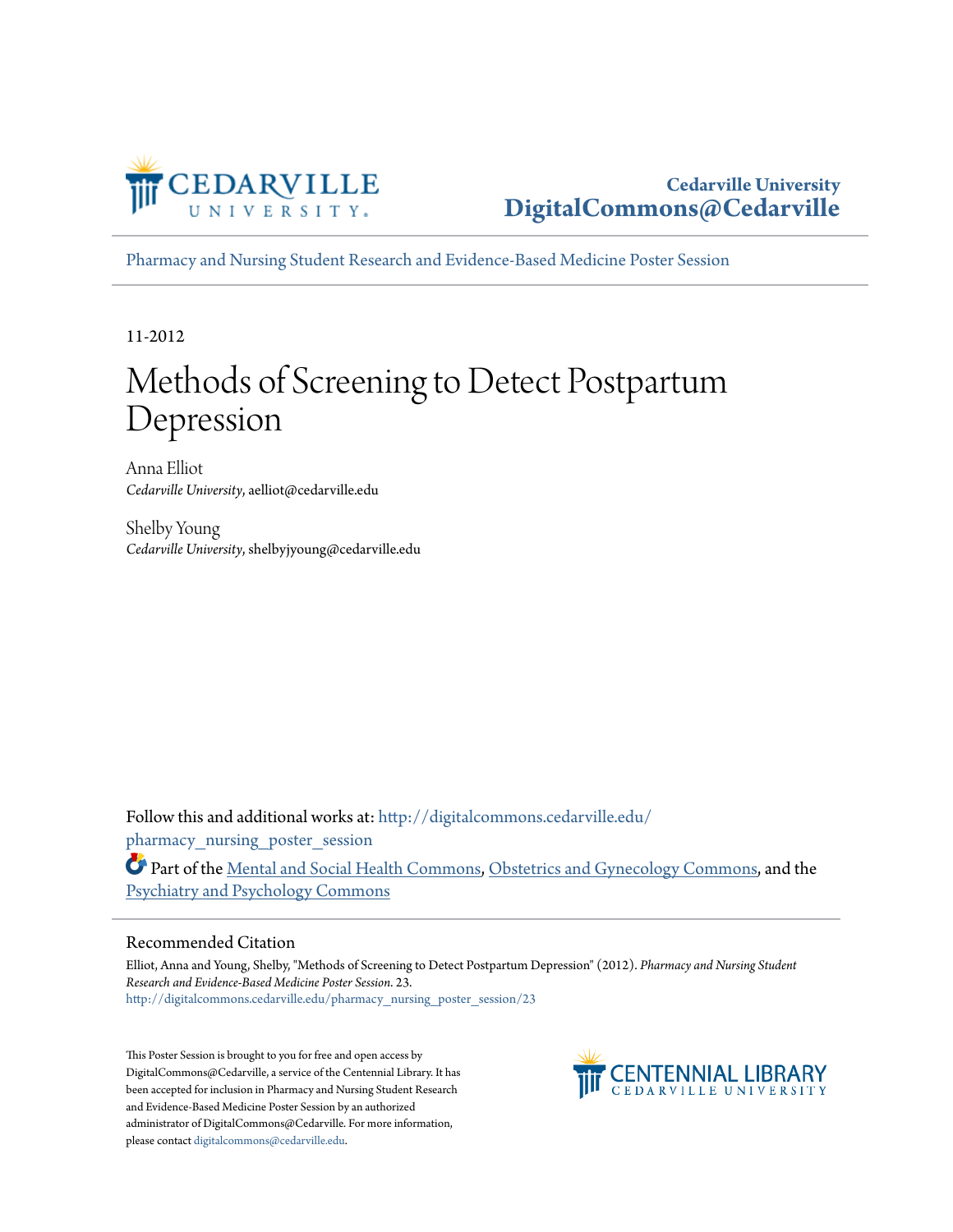Cedarville University
DigitalCommons@Cedarville

Pharmacy and Nursing Student Research and Evidence-Based Medicine Poster Session

11-2012

# Methods of Screening to Detect Postpartum Depression

Anna Elliot
*Cedarville University*, aelliot@cedarville.edu

Shelby Young
*Cedarville University*, shelbyjyoung@cedarville.edu

Follow this and additional works at: http://digitalcommons.cedarville.edu/pharmacy_nursing_poster_session

Part of the Mental and Social Health Commons, Obstetrics and Gynecology Commons, and the Psychiatry and Psychology Commons

## Recommended Citation

Elliot, Anna and Young, Shelby, "Methods of Screening to Detect Postpartum Depression" (2012). *Pharmacy and Nursing Student Research and Evidence-Based Medicine Poster Session*. 23.
http://digitalcommons.cedarville.edu/pharmacy_nursing_poster_session/23

This Poster Session is brought to you for free and open access by DigitalCommons@Cedarville, a service of the Centennial Library. It has been accepted for inclusion in Pharmacy and Nursing Student Research and Evidence-Based Medicine Poster Session by an authorized administrator of DigitalCommons@Cedarville. For more information, please contact digitalcommons@cedarville.edu.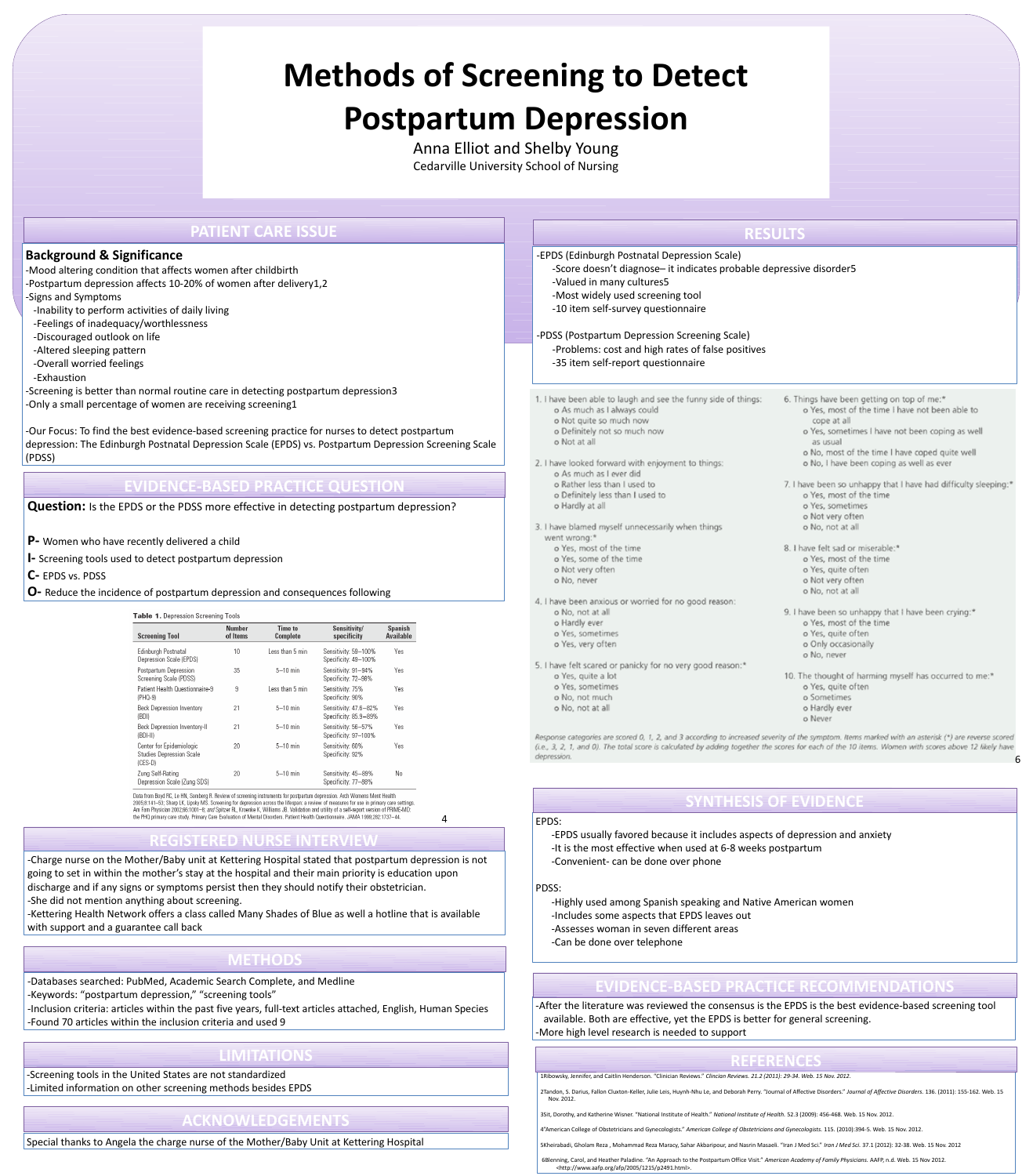# Methods of Screening to Detect Postpartum Depression

Anna Elliot and Shelby Young
Cedarville University School of Nursing

## PATIENT CARE ISSUE

**Background & Significance**

-Mood altering condition that affects women after childbirth
-Postpartum depression affects 10-20% of women after delivery1,2
-Signs and Symptoms
 -Inability to perform activities of daily living
 -Feelings of inadequacy/worthlessness
 -Discouraged outlook on life
 -Altered sleeping pattern
 -Overall worried feelings
 -Exhaustion
-Screening is better than normal routine care in detecting postpartum depression3
-Only a small percentage of women are receiving screening1

-Our Focus: To find the best evidence-based screening practice for nurses to detect postpartum depression: The Edinburgh Postnatal Depression Scale (EPDS) vs. Postpartum Depression Screening Scale (PDSS)

## EVIDENCE-BASED PRACTICE QUESTION

**Question:** Is the EPDS or the PDSS more effective in detecting postpartum depression?

**P-** Women who have recently delivered a child
**I-** Screening tools used to detect postpartum depression
**C-** EPDS vs. PDSS
**O-** Reduce the incidence of postpartum depression and consequences following

**Table 1.** Depression Screening Tools

| Screening Tool | Number of Items | Time to Complete | Sensitivity/ specificity | Spanish Available |
|---|---|---|---|---|
| Edinburgh Postnatal Depression Scale (EPDS) | 10 | Less than 5 min | Sensitivity: 59–100% Specificity: 49–100% | Yes |
| Postpartum Depression Screening Scale (PDSS) | 35 | 5–10 min | Sensitivity: 91–94% Specificity: 72–98% | Yes |
| Patient Health Questionnaire-9 (PHQ-9) | 9 | Less than 5 min | Sensitivity: 75% Specificity: 90% | Yes |
| Beck Depression Inventory (BDI) | 21 | 5–10 min | Sensitivity: 47.6–82% Specificity: 85.9–89% | Yes |
| Beck Depression Inventory-II (BDI-II) | 21 | 5–10 min | Sensitivity: 56–57% Specificity: 97–100% | Yes |
| Center for Epidemiologic Studies Depression Scale (CES-D) | 20 | 5–10 min | Sensitivity: 60% Specificity: 92% | Yes |
| Zung Self-Rating Depression Scale (Zung SDS) | 20 | 5–10 min | Sensitivity: 45–89% Specificity: 77–88% | No |

Data from Boyd RC, Le HN, Somberg R. Review of screening instruments for postpartum depression. Arch Womens Ment Health 2005;8:141–53; Sharp LK, Lipsky MS. Screening for depression across the lifespan: a review of measures for use in primary care settings. Am Fam Physician 2002;66:1001–8; and Spitzer RL, Kroenke K, Williams JB. Validation and utility of a self-report version of PRIME-MD: the PHQ primary care study. Primary Care Evaluation of Mental Disorders. Patient Health Questionnaire. JAMA 1999;282:1737–44.

4

## REGISTERED NURSE INTERVIEW

-Charge nurse on the Mother/Baby unit at Kettering Hospital stated that postpartum depression is not going to set in within the mother's stay at the hospital and their main priority is education upon discharge and if any signs or symptoms persist then they should notify their obstetrician.
-She did not mention anything about screening.
-Kettering Health Network offers a class called Many Shades of Blue as well a hotline that is available with support and a guarantee call back

## METHODS

-Databases searched: PubMed, Academic Search Complete, and Medline
-Keywords: "postpartum depression," "screening tools"
-Inclusion criteria: articles within the past five years, full-text articles attached, English, Human Species
-Found 70 articles within the inclusion criteria and used 9

## LIMITATIONS

-Screening tools in the United States are not standardized
-Limited information on other screening methods besides EPDS

## ACKNOWLEDGEMENTS

Special thanks to Angela the charge nurse of the Mother/Baby Unit at Kettering Hospital

## RESULTS

-EPDS (Edinburgh Postnatal Depression Scale)
 -Score doesn't diagnose– it indicates probable depressive disorder5
 -Valued in many cultures5
 -Most widely used screening tool
 -10 item self-survey questionnaire

-PDSS (Postpartum Depression Screening Scale)
 -Problems: cost and high rates of false positives
 -35 item self-report questionnaire

1. I have been able to laugh and see the funny side of things:
 - As much as I always could
 - Not quite so much now
 - Definitely not so much now
 - Not at all

2. I have looked forward with enjoyment to things:
 - As much as I ever did
 - Rather less than I used to
 - Definitely less than I used to
 - Hardly at all

3. I have blamed myself unnecessarily when things went wrong:*
 - Yes, most of the time
 - Yes, some of the time
 - Not very often
 - No, never

4. I have been anxious or worried for no good reason:
 - No, not at all
 - Hardly ever
 - Yes, sometimes
 - Yes, very often

5. I have felt scared or panicky for no very good reason:*
 - Yes, quite a lot
 - Yes, sometimes
 - No, not much
 - No, not at all

6. Things have been getting on top of me:*
 - Yes, most of the time I have not been able to cope at all
 - Yes, sometimes I have not been coping as well as usual
 - No, most of the time I have coped quite well
 - No, I have been coping as well as ever

7. I have been so unhappy that I have had difficulty sleeping:*
 - Yes, most of the time
 - Yes, sometimes
 - Not very often
 - No, not at all

8. I have felt sad or miserable:*
 - Yes, most of the time
 - Yes, quite often
 - Not very often
 - No, not at all

9. I have been so unhappy that I have been crying:*
 - Yes, most of the time
 - Yes, quite often
 - Only occasionally
 - No, never

10. The thought of harming myself has occurred to me:*
 - Yes, quite often
 - Sometimes
 - Hardly ever
 - Never

*Response categories are scored 0, 1, 2, and 3 according to increased severity of the symptom. Items marked with an asterisk (*) are reverse scored (i.e., 3, 2, 1, and 0). The total score is calculated by adding together the scores for each of the 10 items. Women with scores above 12 likely have depression.*

6

## SYNTHESIS OF EVIDENCE

EPDS:
 -EPDS usually favored because it includes aspects of depression and anxiety
 -It is the most effective when used at 6-8 weeks postpartum
 -Convenient- can be done over phone

PDSS:
 -Highly used among Spanish speaking and Native American women
 -Includes some aspects that EPDS leaves out
 -Assesses woman in seven different areas
 -Can be done over telephone

## EVIDENCE-BASED PRACTICE RECOMMENDATIONS

-After the literature was reviewed the consensus is the EPDS is the best evidence-based screening tool available. Both are effective, yet the EPDS is better for general screening.
-More high level research is needed to support

## REFERENCES

1Ribowsky, Jennifer, and Caitlin Henderson. "Clinician Reviews." *Clincian Reviews. 21.2 (2011): 29-34. Web. 15 Nov. 2012.*

2Tandon, S. Darius, Fallon Cluxton-Keller, Julie Leis, Huynh-Nhu Le, and Deborah Perry. "Journal of Affective Disorders." *Journal of Affective Disorders.* 136. (2011): 155-162. Web. 15 Nov. 2012.

3Sit, Dorothy, and Katherine Wisner. "National Institute of Health." *National Institute of Health.* 52.3 (2009): 456-468. Web. 15 Nov. 2012.

4"American College of Obstetricians and Gynecologists." *American College of Obstetricians and Gynecologists.* 115. (2010):394-5. Web. 15 Nov. 2012.

5Kheirabadi, Gholam Reza , Mohammad Reza Maracy, Sahar Akbaripour, and Nasrin Masaeli. "Iran J Med Sci." *Iran J Med Sci.* 37.1 (2012): 32-38. Web. 15 Nov 2012

6Blenning, Carol, and Heather Paladine. "An Approach to the Postpartum Office Visit." *American Academy of Family Physicians.* AAFP, n.d. Web. 15 Nov 2012. <http://www.aafp.org/afp/2005/1215/p2491.html>.